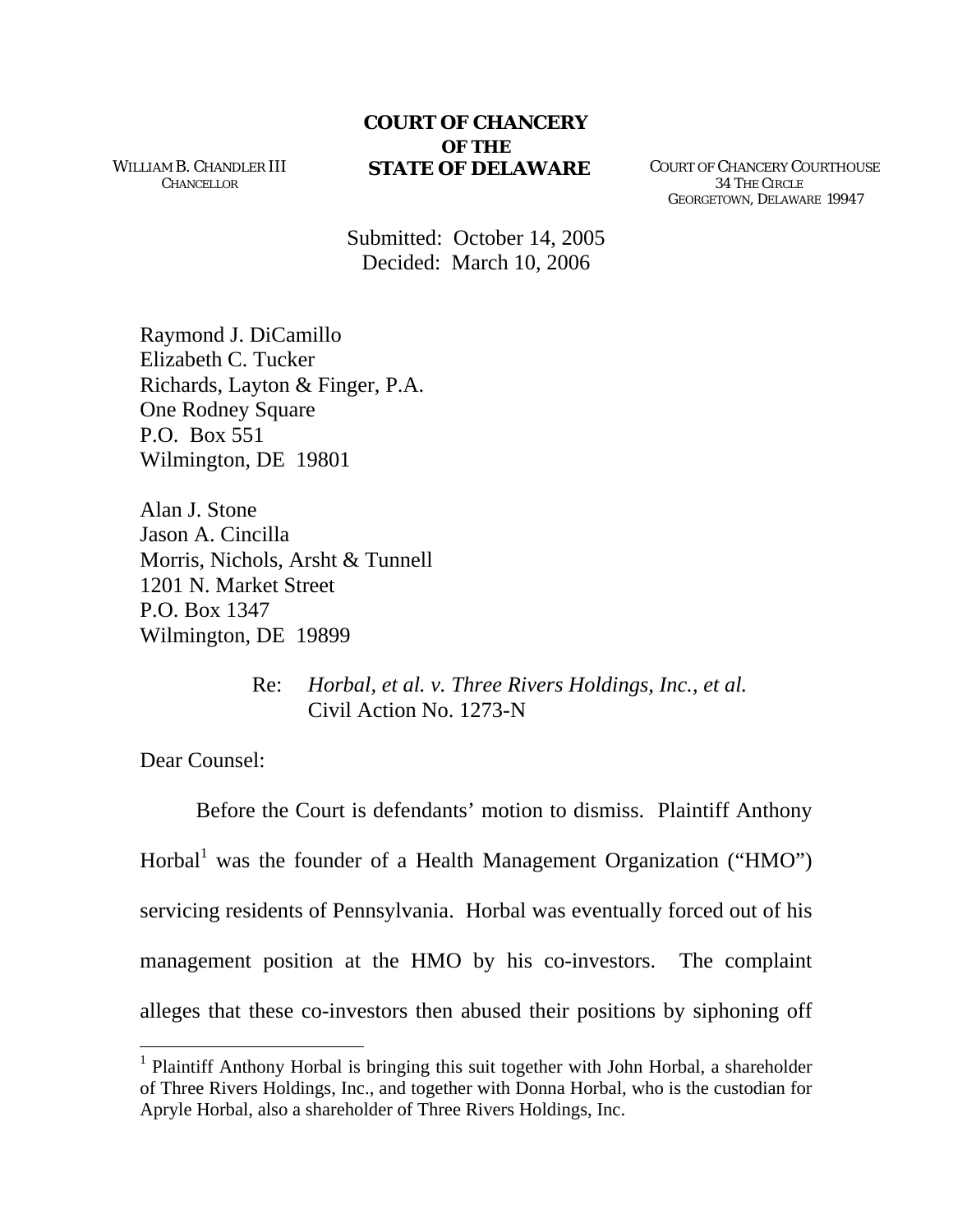WILLIAM B. CHANDLER III
CHANCELLOR

**COURT OF CHANCERY**
**OF THE**
**STATE OF DELAWARE**

COURT OF CHANCERY COURTHOUSE
34 THE CIRCLE
GEORGETOWN, DELAWARE 19947

Submitted: October 14, 2005
Decided: March 10, 2006

Raymond J. DiCamillo
Elizabeth C. Tucker
Richards, Layton & Finger, P.A.
One Rodney Square
P.O. Box 551
Wilmington, DE 19801

Alan J. Stone
Jason A. Cincilla
Morris, Nichols, Arsht & Tunnell
1201 N. Market Street
P.O. Box 1347
Wilmington, DE 19899

Re: *Horbal, et al. v. Three Rivers Holdings, Inc., et al.*
Civil Action No. 1273-N

Dear Counsel:

Before the Court is defendants' motion to dismiss. Plaintiff Anthony Horbal[1] was the founder of a Health Management Organization ("HMO") servicing residents of Pennsylvania. Horbal was eventually forced out of his management position at the HMO by his co-investors. The complaint alleges that these co-investors then abused their positions by siphoning off

[1] Plaintiff Anthony Horbal is bringing this suit together with John Horbal, a shareholder of Three Rivers Holdings, Inc., and together with Donna Horbal, who is the custodian for Apryle Horbal, also a shareholder of Three Rivers Holdings, Inc.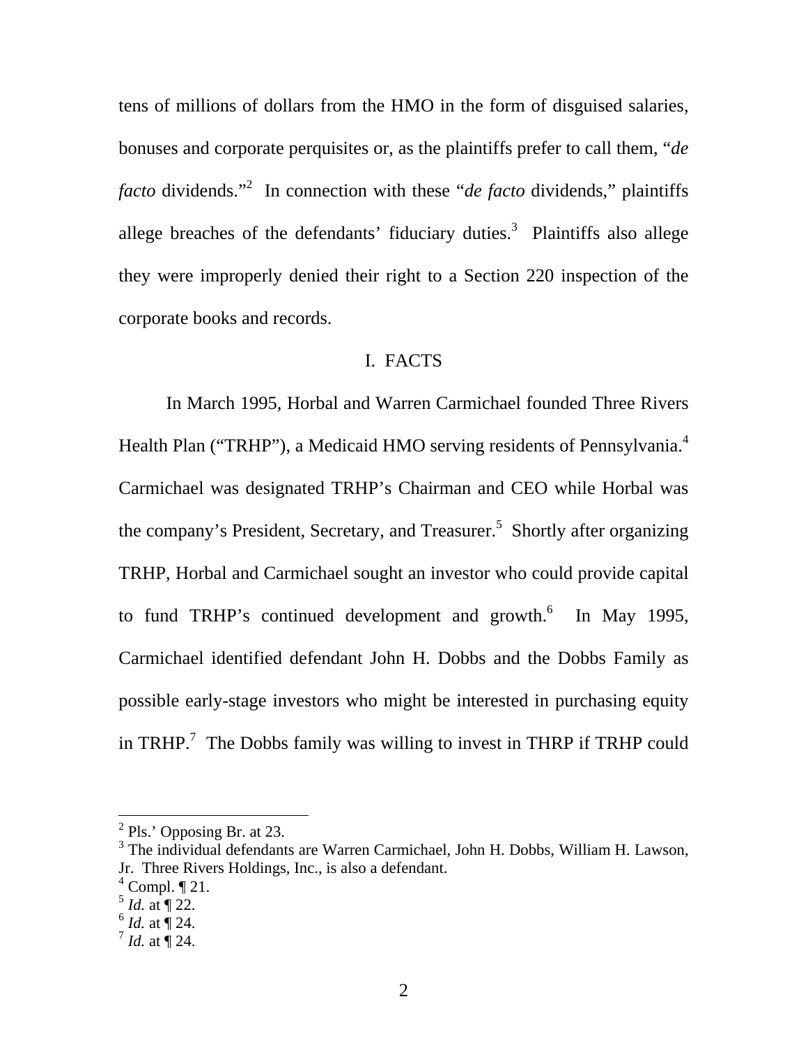tens of millions of dollars from the HMO in the form of disguised salaries, bonuses and corporate perquisites or, as the plaintiffs prefer to call them, "*de facto* dividends."[2] In connection with these "*de facto* dividends," plaintiffs allege breaches of the defendants' fiduciary duties.[3] Plaintiffs also allege they were improperly denied their right to a Section 220 inspection of the corporate books and records.

## I. FACTS

In March 1995, Horbal and Warren Carmichael founded Three Rivers Health Plan ("TRHP"), a Medicaid HMO serving residents of Pennsylvania.[4] Carmichael was designated TRHP's Chairman and CEO while Horbal was the company's President, Secretary, and Treasurer.[5] Shortly after organizing TRHP, Horbal and Carmichael sought an investor who could provide capital to fund TRHP's continued development and growth.[6] In May 1995, Carmichael identified defendant John H. Dobbs and the Dobbs Family as possible early-stage investors who might be interested in purchasing equity in TRHP.[7] The Dobbs family was willing to invest in THRP if TRHP could

---

[2] Pls.' Opposing Br. at 23.

[3] The individual defendants are Warren Carmichael, John H. Dobbs, William H. Lawson, Jr. Three Rivers Holdings, Inc., is also a defendant.

[4] Compl. ¶ 21.

[5] *Id.* at ¶ 22.

[6] *Id.* at ¶ 24.

[7] *Id.* at ¶ 24.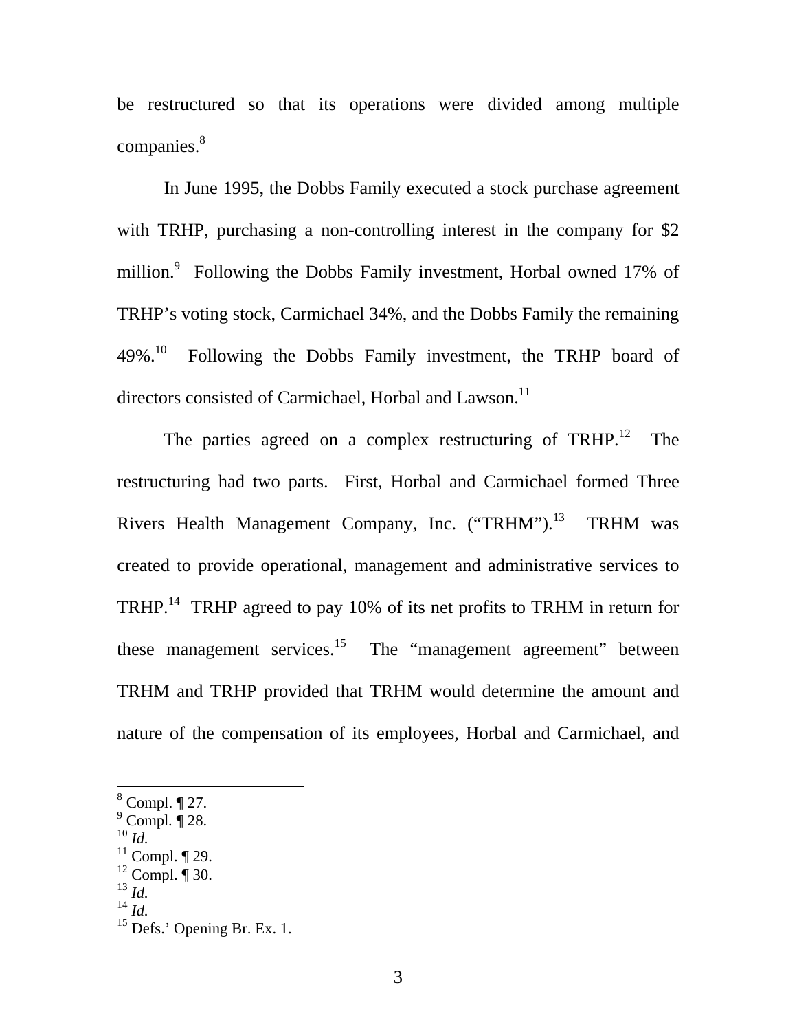be restructured so that its operations were divided among multiple companies.[8]

In June 1995, the Dobbs Family executed a stock purchase agreement with TRHP, purchasing a non-controlling interest in the company for $2 million.[9] Following the Dobbs Family investment, Horbal owned 17% of TRHP's voting stock, Carmichael 34%, and the Dobbs Family the remaining 49%.[10] Following the Dobbs Family investment, the TRHP board of directors consisted of Carmichael, Horbal and Lawson.[11]

The parties agreed on a complex restructuring of TRHP.[12] The restructuring had two parts. First, Horbal and Carmichael formed Three Rivers Health Management Company, Inc. ("TRHM").[13] TRHM was created to provide operational, management and administrative services to TRHP.[14] TRHP agreed to pay 10% of its net profits to TRHM in return for these management services.[15] The "management agreement" between TRHM and TRHP provided that TRHM would determine the amount and nature of the compensation of its employees, Horbal and Carmichael, and

---

[8] Compl. ¶ 27.
[9] Compl. ¶ 28.
[10] *Id.*
[11] Compl. ¶ 29.
[12] Compl. ¶ 30.
[13] *Id.*
[14] *Id.*
[15] Defs.' Opening Br. Ex. 1.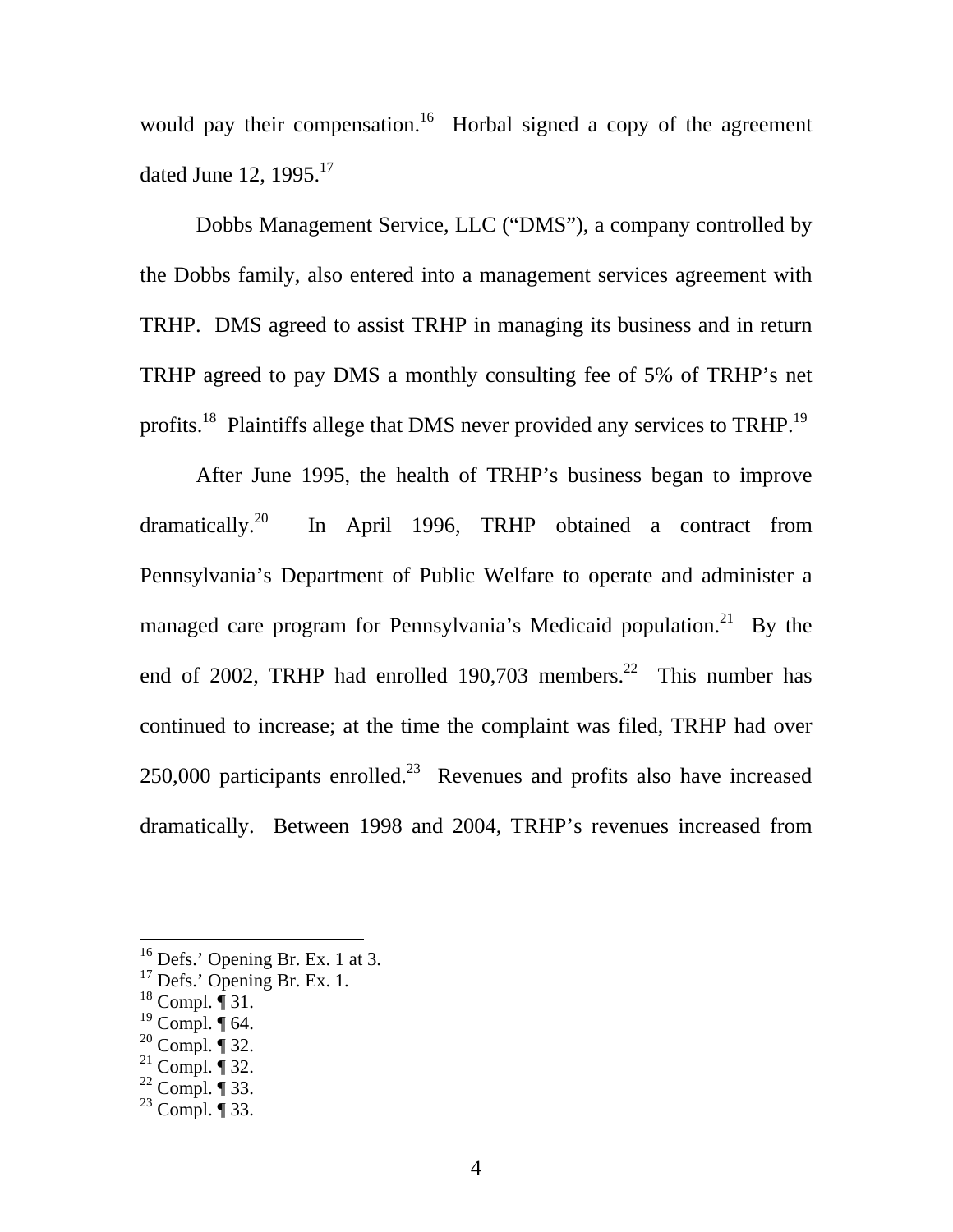would pay their compensation.[16] Horbal signed a copy of the agreement dated June 12, 1995.[17]

Dobbs Management Service, LLC ("DMS"), a company controlled by the Dobbs family, also entered into a management services agreement with TRHP. DMS agreed to assist TRHP in managing its business and in return TRHP agreed to pay DMS a monthly consulting fee of 5% of TRHP's net profits.[18] Plaintiffs allege that DMS never provided any services to TRHP.[19]

After June 1995, the health of TRHP's business began to improve dramatically.[20] In April 1996, TRHP obtained a contract from Pennsylvania's Department of Public Welfare to operate and administer a managed care program for Pennsylvania's Medicaid population.[21] By the end of 2002, TRHP had enrolled 190,703 members.[22] This number has continued to increase; at the time the complaint was filed, TRHP had over 250,000 participants enrolled.[23] Revenues and profits also have increased dramatically. Between 1998 and 2004, TRHP's revenues increased from

---

[16] Defs.' Opening Br. Ex. 1 at 3.
[17] Defs.' Opening Br. Ex. 1.
[18] Compl. ¶ 31.
[19] Compl. ¶ 64.
[20] Compl. ¶ 32.
[21] Compl. ¶ 32.
[22] Compl. ¶ 33.
[23] Compl. ¶ 33.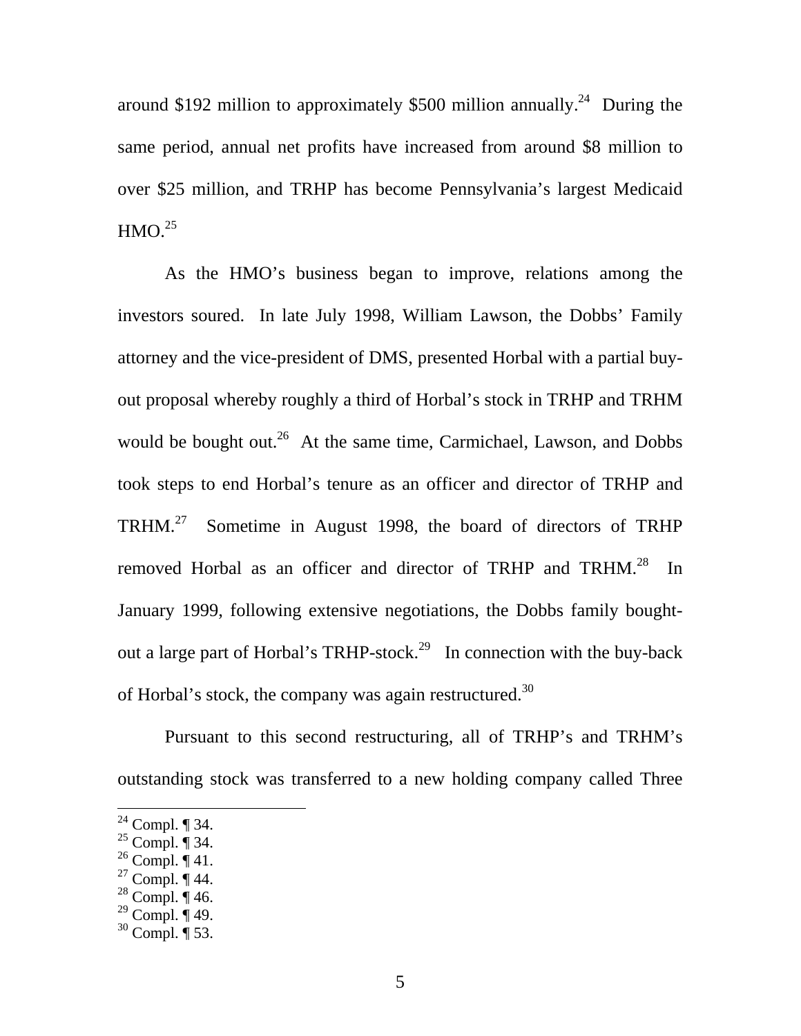around \$192 million to approximately \$500 million annually.[24] During the same period, annual net profits have increased from around \$8 million to over \$25 million, and TRHP has become Pennsylvania's largest Medicaid HMO.[25]

As the HMO's business began to improve, relations among the investors soured. In late July 1998, William Lawson, the Dobbs' Family attorney and the vice-president of DMS, presented Horbal with a partial buy-out proposal whereby roughly a third of Horbal's stock in TRHP and TRHM would be bought out.[26] At the same time, Carmichael, Lawson, and Dobbs took steps to end Horbal's tenure as an officer and director of TRHP and TRHM.[27] Sometime in August 1998, the board of directors of TRHP removed Horbal as an officer and director of TRHP and TRHM.[28] In January 1999, following extensive negotiations, the Dobbs family bought-out a large part of Horbal's TRHP-stock.[29] In connection with the buy-back of Horbal's stock, the company was again restructured.[30]

Pursuant to this second restructuring, all of TRHP's and TRHM's outstanding stock was transferred to a new holding company called Three

[24] Compl. ¶ 34.
[25] Compl. ¶ 34.
[26] Compl. ¶ 41.
[27] Compl. ¶ 44.
[28] Compl. ¶ 46.
[29] Compl. ¶ 49.
[30] Compl. ¶ 53.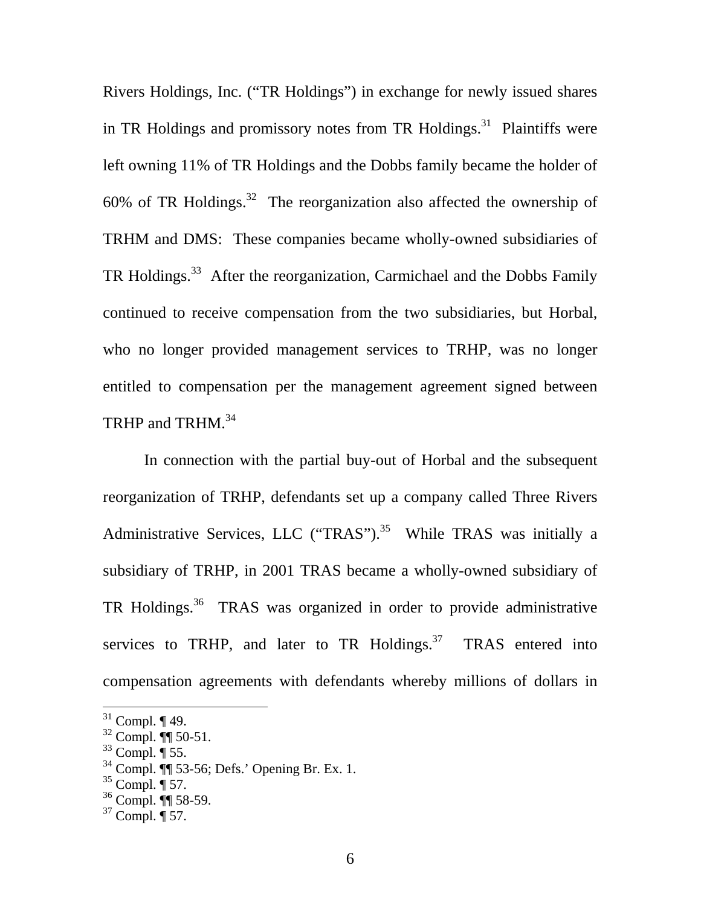Rivers Holdings, Inc. ("TR Holdings") in exchange for newly issued shares in TR Holdings and promissory notes from TR Holdings.[31] Plaintiffs were left owning 11% of TR Holdings and the Dobbs family became the holder of 60% of TR Holdings.[32] The reorganization also affected the ownership of TRHM and DMS: These companies became wholly-owned subsidiaries of TR Holdings.[33] After the reorganization, Carmichael and the Dobbs Family continued to receive compensation from the two subsidiaries, but Horbal, who no longer provided management services to TRHP, was no longer entitled to compensation per the management agreement signed between TRHP and TRHM.[34]

In connection with the partial buy-out of Horbal and the subsequent reorganization of TRHP, defendants set up a company called Three Rivers Administrative Services, LLC ("TRAS").[35] While TRAS was initially a subsidiary of TRHP, in 2001 TRAS became a wholly-owned subsidiary of TR Holdings.[36] TRAS was organized in order to provide administrative services to TRHP, and later to TR Holdings.[37] TRAS entered into compensation agreements with defendants whereby millions of dollars in

[31] Compl. ¶ 49.
[32] Compl. ¶¶ 50-51.
[33] Compl. ¶ 55.
[34] Compl. ¶¶ 53-56; Defs.' Opening Br. Ex. 1.
[35] Compl. ¶ 57.
[36] Compl. ¶¶ 58-59.
[37] Compl. ¶ 57.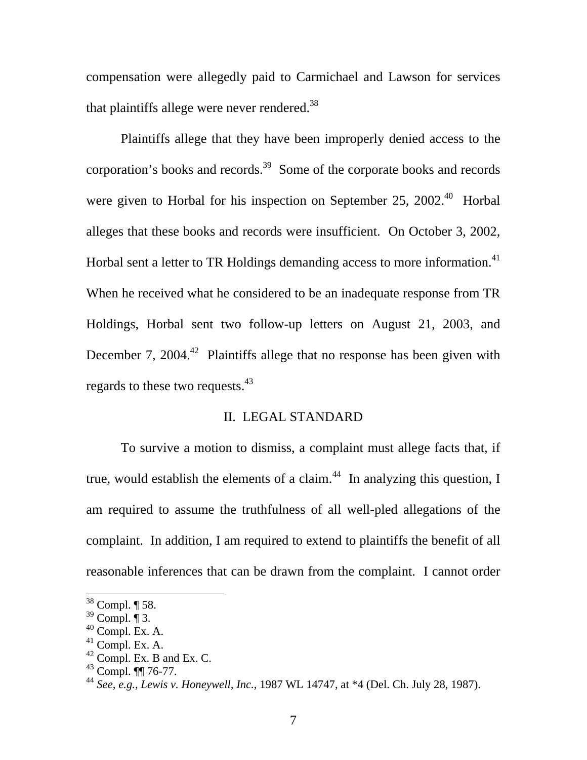compensation were allegedly paid to Carmichael and Lawson for services that plaintiffs allege were never rendered.[38]

Plaintiffs allege that they have been improperly denied access to the corporation's books and records.[39] Some of the corporate books and records were given to Horbal for his inspection on September 25, 2002.[40] Horbal alleges that these books and records were insufficient. On October 3, 2002, Horbal sent a letter to TR Holdings demanding access to more information.[41] When he received what he considered to be an inadequate response from TR Holdings, Horbal sent two follow-up letters on August 21, 2003, and December 7, 2004.[42] Plaintiffs allege that no response has been given with regards to these two requests.[43]

## II. LEGAL STANDARD

To survive a motion to dismiss, a complaint must allege facts that, if true, would establish the elements of a claim.[44] In analyzing this question, I am required to assume the truthfulness of all well-pled allegations of the complaint. In addition, I am required to extend to plaintiffs the benefit of all reasonable inferences that can be drawn from the complaint. I cannot order

---

[38] Compl. ¶ 58.
[39] Compl. ¶ 3.
[40] Compl. Ex. A.
[41] Compl. Ex. A.
[42] Compl. Ex. B and Ex. C.
[43] Compl. ¶¶ 76-77.
[44] *See, e.g.*, *Lewis v. Honeywell, Inc.*, 1987 WL 14747, at *4 (Del. Ch. July 28, 1987).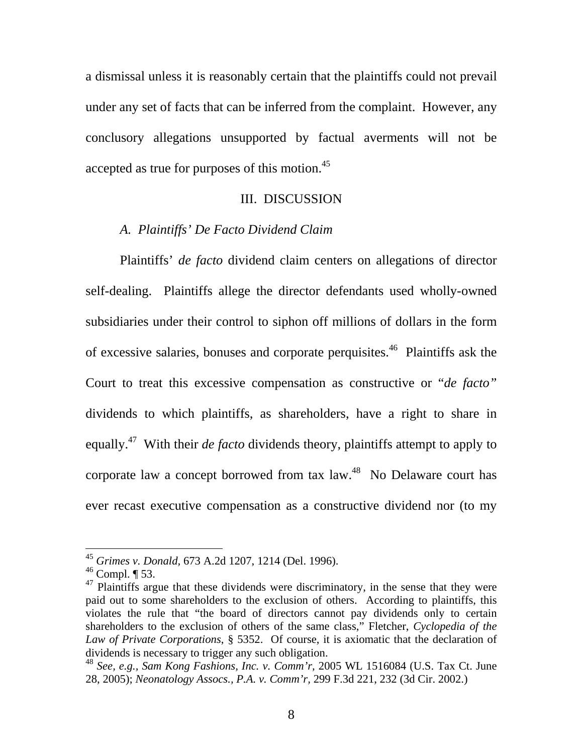a dismissal unless it is reasonably certain that the plaintiffs could not prevail under any set of facts that can be inferred from the complaint. However, any conclusory allegations unsupported by factual averments will not be accepted as true for purposes of this motion.[45]

## III. DISCUSSION

### *A. Plaintiffs' De Facto Dividend Claim*

Plaintiffs' *de facto* dividend claim centers on allegations of director self-dealing. Plaintiffs allege the director defendants used wholly-owned subsidiaries under their control to siphon off millions of dollars in the form of excessive salaries, bonuses and corporate perquisites.[46] Plaintiffs ask the Court to treat this excessive compensation as constructive or "*de facto*" dividends to which plaintiffs, as shareholders, have a right to share in equally.[47] With their *de facto* dividends theory, plaintiffs attempt to apply to corporate law a concept borrowed from tax law.[48] No Delaware court has ever recast executive compensation as a constructive dividend nor (to my

---

[45] *Grimes v. Donald*, 673 A.2d 1207, 1214 (Del. 1996).

[46] Compl. ¶ 53.

[47] Plaintiffs argue that these dividends were discriminatory, in the sense that they were paid out to some shareholders to the exclusion of others. According to plaintiffs, this violates the rule that "the board of directors cannot pay dividends only to certain shareholders to the exclusion of others of the same class," Fletcher, *Cyclopedia of the Law of Private Corporations*, § 5352. Of course, it is axiomatic that the declaration of dividends is necessary to trigger any such obligation.

[48] *See, e.g., Sam Kong Fashions, Inc. v. Comm'r,* 2005 WL 1516084 (U.S. Tax Ct. June 28, 2005); *Neonatology Assocs., P.A. v. Comm'r,* 299 F.3d 221, 232 (3d Cir. 2002.)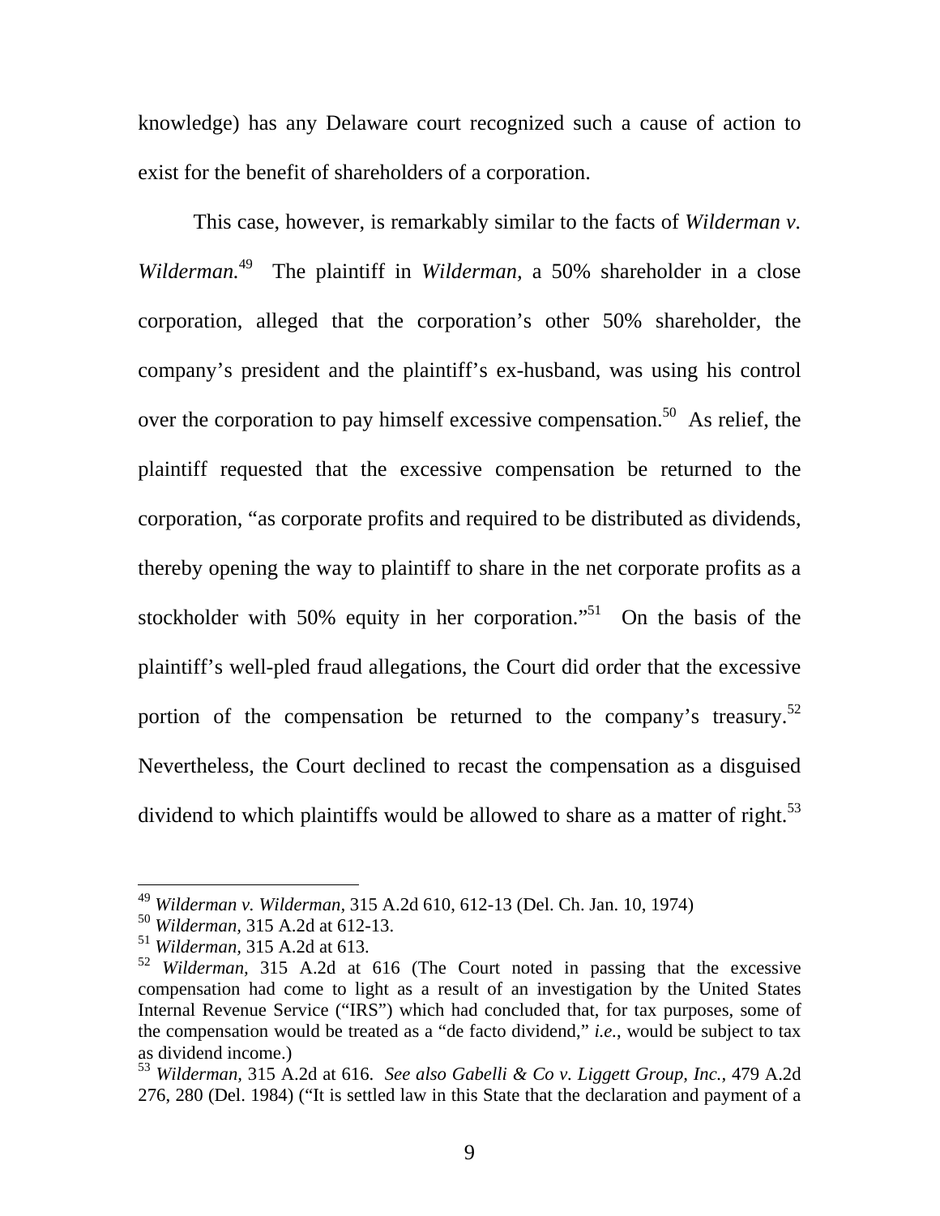knowledge) has any Delaware court recognized such a cause of action to exist for the benefit of shareholders of a corporation.

This case, however, is remarkably similar to the facts of *Wilderman v. Wilderman.*[49] The plaintiff in *Wilderman,* a 50% shareholder in a close corporation, alleged that the corporation's other 50% shareholder, the company's president and the plaintiff's ex-husband, was using his control over the corporation to pay himself excessive compensation.[50] As relief, the plaintiff requested that the excessive compensation be returned to the corporation, "as corporate profits and required to be distributed as dividends, thereby opening the way to plaintiff to share in the net corporate profits as a stockholder with 50% equity in her corporation."[51] On the basis of the plaintiff's well-pled fraud allegations, the Court did order that the excessive portion of the compensation be returned to the company's treasury.[52] Nevertheless, the Court declined to recast the compensation as a disguised dividend to which plaintiffs would be allowed to share as a matter of right.[53]

---

[49] *Wilderman v. Wilderman*, 315 A.2d 610, 612-13 (Del. Ch. Jan. 10, 1974)

[50] *Wilderman,* 315 A.2d at 612-13.

[51] *Wilderman,* 315 A.2d at 613.

[52] *Wilderman,* 315 A.2d at 616 (The Court noted in passing that the excessive compensation had come to light as a result of an investigation by the United States Internal Revenue Service ("IRS") which had concluded that, for tax purposes, some of the compensation would be treated as a "de facto dividend," *i.e.*, would be subject to tax as dividend income.)

[53] *Wilderman,* 315 A.2d at 616. *See also Gabelli & Co v. Liggett Group, Inc.*, 479 A.2d 276, 280 (Del. 1984) ("It is settled law in this State that the declaration and payment of a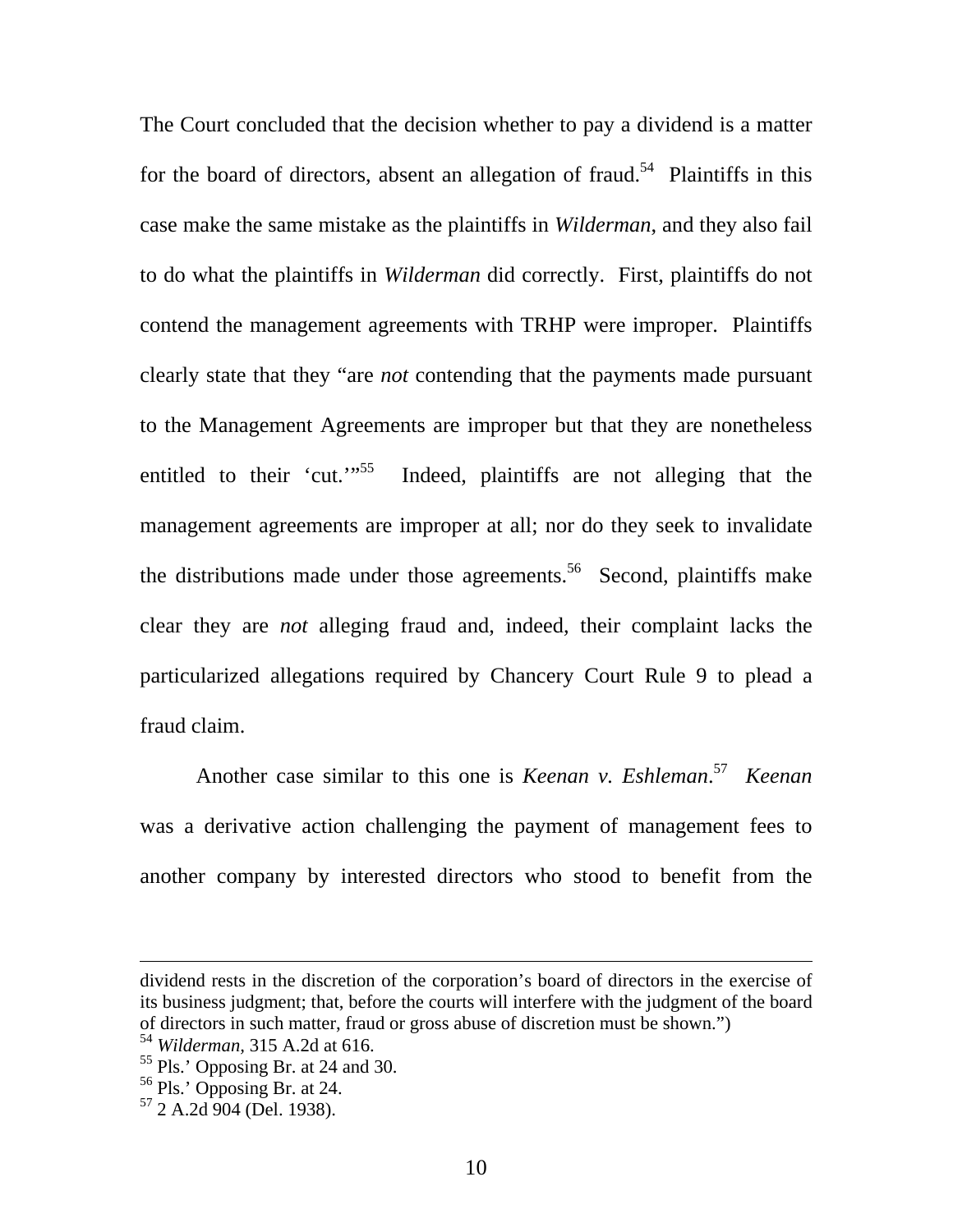The Court concluded that the decision whether to pay a dividend is a matter for the board of directors, absent an allegation of fraud.[54] Plaintiffs in this case make the same mistake as the plaintiffs in *Wilderman*, and they also fail to do what the plaintiffs in *Wilderman* did correctly. First, plaintiffs do not contend the management agreements with TRHP were improper. Plaintiffs clearly state that they "are *not* contending that the payments made pursuant to the Management Agreements are improper but that they are nonetheless entitled to their 'cut.'"[55] Indeed, plaintiffs are not alleging that the management agreements are improper at all; nor do they seek to invalidate the distributions made under those agreements.[56] Second, plaintiffs make clear they are *not* alleging fraud and, indeed, their complaint lacks the particularized allegations required by Chancery Court Rule 9 to plead a fraud claim.

Another case similar to this one is *Keenan v. Eshleman*.[57] *Keenan* was a derivative action challenging the payment of management fees to another company by interested directors who stood to benefit from the

---

dividend rests in the discretion of the corporation's board of directors in the exercise of its business judgment; that, before the courts will interfere with the judgment of the board of directors in such matter, fraud or gross abuse of discretion must be shown.")

[54] *Wilderman*, 315 A.2d at 616.

[55] Pls.' Opposing Br. at 24 and 30.

[56] Pls.' Opposing Br. at 24.

[57] 2 A.2d 904 (Del. 1938).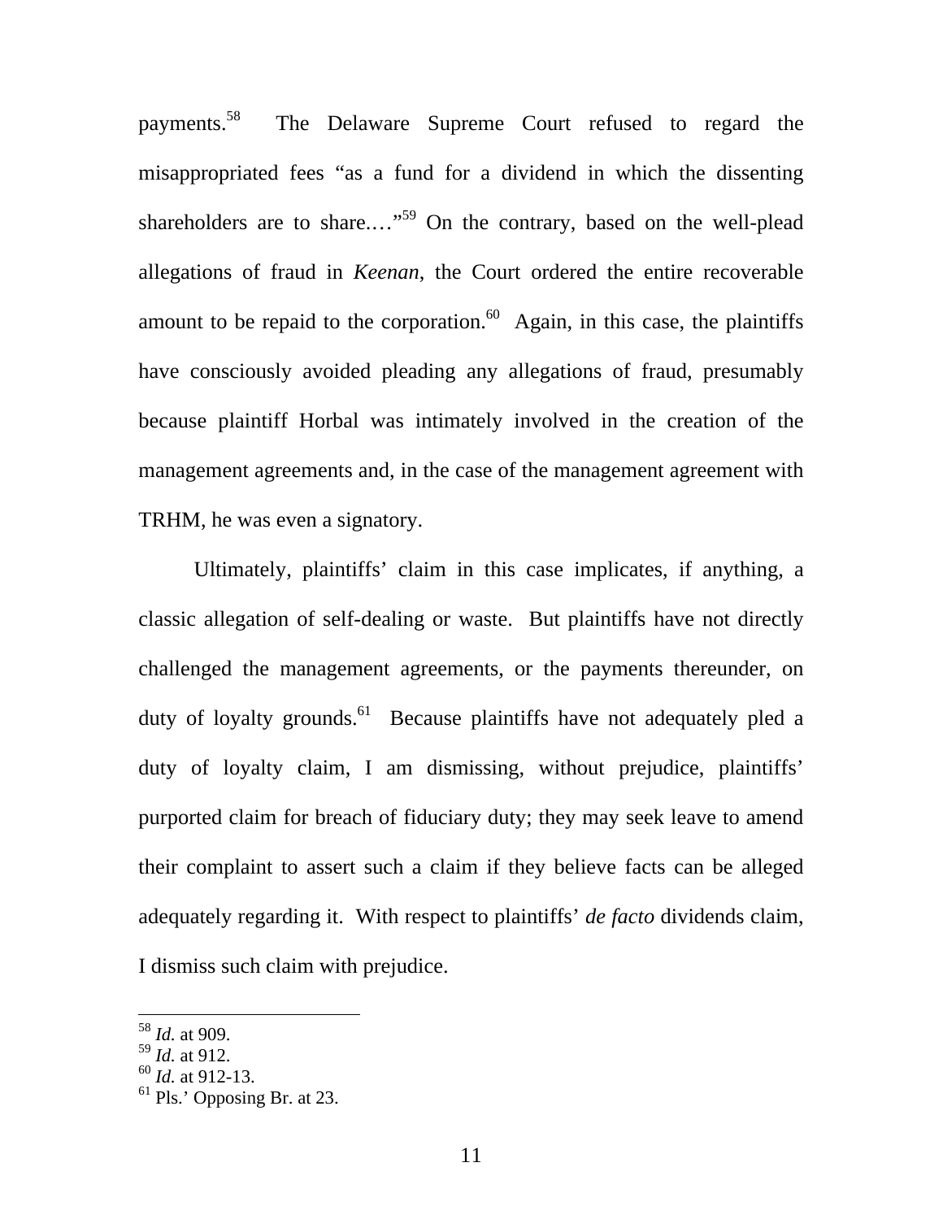payments.[58] The Delaware Supreme Court refused to regard the misappropriated fees "as a fund for a dividend in which the dissenting shareholders are to share.…"[59] On the contrary, based on the well-plead allegations of fraud in *Keenan*, the Court ordered the entire recoverable amount to be repaid to the corporation.[60] Again, in this case, the plaintiffs have consciously avoided pleading any allegations of fraud, presumably because plaintiff Horbal was intimately involved in the creation of the management agreements and, in the case of the management agreement with TRHM, he was even a signatory.

Ultimately, plaintiffs' claim in this case implicates, if anything, a classic allegation of self-dealing or waste. But plaintiffs have not directly challenged the management agreements, or the payments thereunder, on duty of loyalty grounds.[61] Because plaintiffs have not adequately pled a duty of loyalty claim, I am dismissing, without prejudice, plaintiffs' purported claim for breach of fiduciary duty; they may seek leave to amend their complaint to assert such a claim if they believe facts can be alleged adequately regarding it. With respect to plaintiffs' *de facto* dividends claim, I dismiss such claim with prejudice.

---

[58] *Id.* at 909.
[59] *Id.* at 912.
[60] *Id.* at 912-13.
[61] Pls.' Opposing Br. at 23.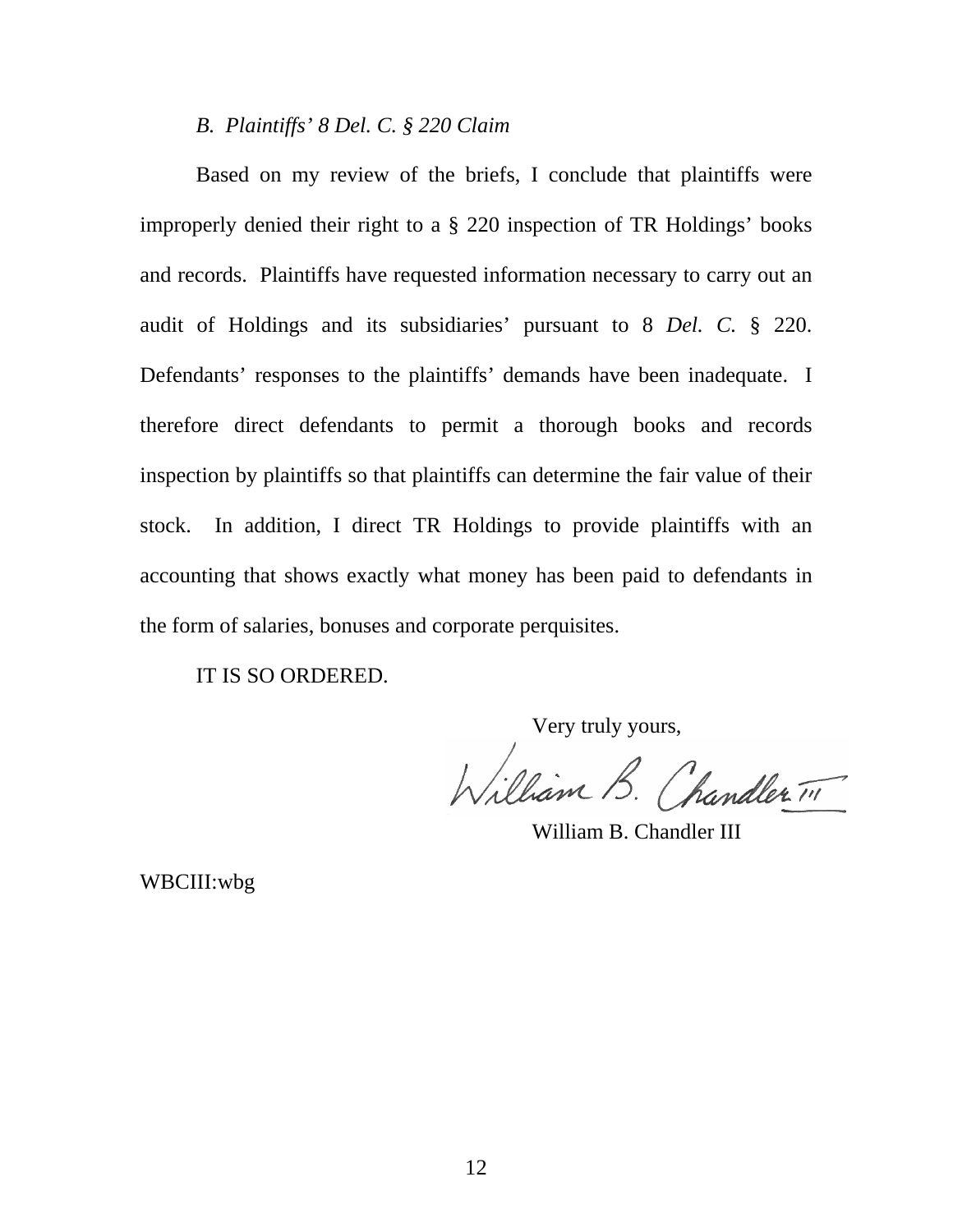*B. Plaintiffs' 8 Del. C. § 220 Claim*

Based on my review of the briefs, I conclude that plaintiffs were improperly denied their right to a § 220 inspection of TR Holdings' books and records. Plaintiffs have requested information necessary to carry out an audit of Holdings and its subsidiaries' pursuant to 8 *Del. C.* § 220. Defendants' responses to the plaintiffs' demands have been inadequate. I therefore direct defendants to permit a thorough books and records inspection by plaintiffs so that plaintiffs can determine the fair value of their stock. In addition, I direct TR Holdings to provide plaintiffs with an accounting that shows exactly what money has been paid to defendants in the form of salaries, bonuses and corporate perquisites.

IT IS SO ORDERED.

Very truly yours,

William B. Chandler III

William B. Chandler III

WBCIII:wbg